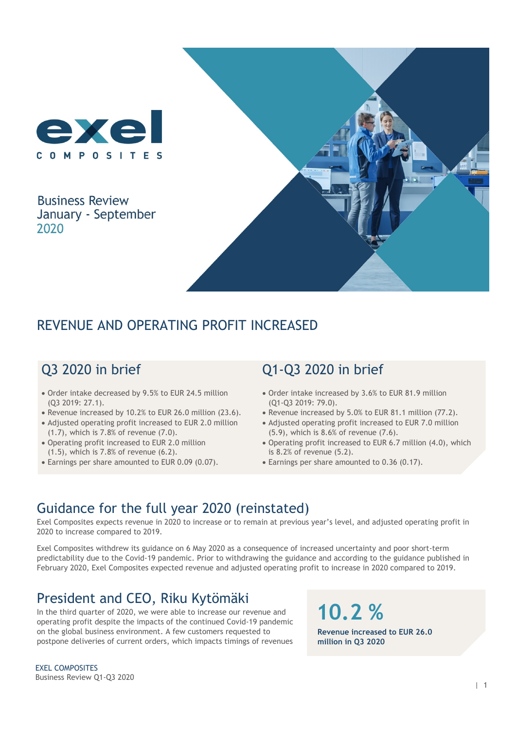exel COMPOSITES

Business Review
January - September
2020

# REVENUE AND OPERATING PROFIT INCREASED

## Q3 2020 in brief

- Order intake decreased by 9.5% to EUR 24.5 million (Q3 2019: 27.1).
- Revenue increased by 10.2% to EUR 26.0 million (23.6).
- Adjusted operating profit increased to EUR 2.0 million (1.7), which is 7.8% of revenue (7.0).
- Operating profit increased to EUR 2.0 million (1.5), which is 7.8% of revenue (6.2).
- Earnings per share amounted to EUR 0.09 (0.07).

## Q1-Q3 2020 in brief

- Order intake increased by 3.6% to EUR 81.9 million (Q1-Q3 2019: 79.0).
- Revenue increased by 5.0% to EUR 81.1 million (77.2).
- Adjusted operating profit increased to EUR 7.0 million (5.9), which is 8.6% of revenue (7.6).
- Operating profit increased to EUR 6.7 million (4.0), which is 8.2% of revenue (5.2).
- Earnings per share amounted to 0.36 (0.17).

## Guidance for the full year 2020 (reinstated)

Exel Composites expects revenue in 2020 to increase or to remain at previous year's level, and adjusted operating profit in 2020 to increase compared to 2019.

Exel Composites withdrew its guidance on 6 May 2020 as a consequence of increased uncertainty and poor short-term predictability due to the Covid-19 pandemic. Prior to withdrawing the guidance and according to the guidance published in February 2020, Exel Composites expected revenue and adjusted operating profit to increase in 2020 compared to 2019.

## President and CEO, Riku Kytömäki

In the third quarter of 2020, we were able to increase our revenue and operating profit despite the impacts of the continued Covid-19 pandemic on the global business environment. A few customers requested to postpone deliveries of current orders, which impacts timings of revenues

**10.2 %**

**Revenue increased to EUR 26.0 million in Q3 2020**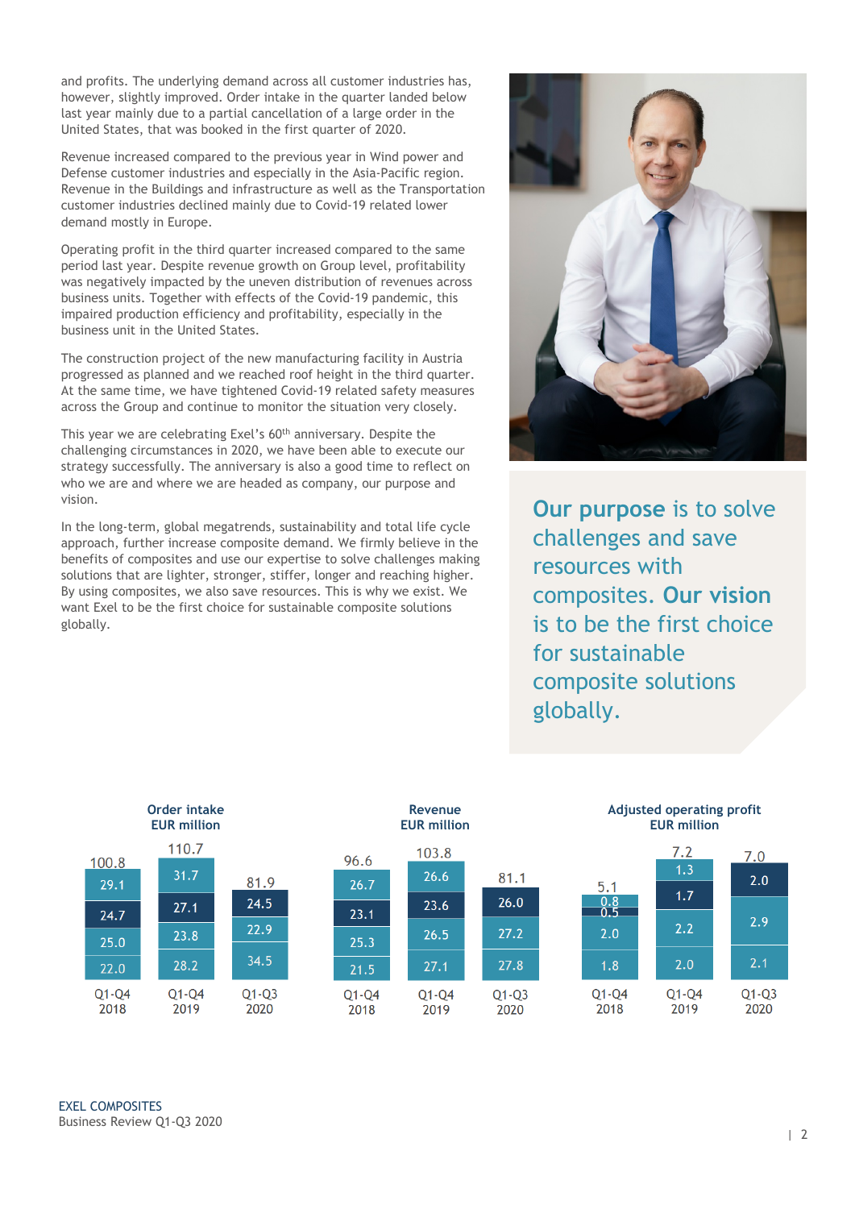and profits. The underlying demand across all customer industries has, however, slightly improved. Order intake in the quarter landed below last year mainly due to a partial cancellation of a large order in the United States, that was booked in the first quarter of 2020.

Revenue increased compared to the previous year in Wind power and Defense customer industries and especially in the Asia-Pacific region. Revenue in the Buildings and infrastructure as well as the Transportation customer industries declined mainly due to Covid-19 related lower demand mostly in Europe.

Operating profit in the third quarter increased compared to the same period last year. Despite revenue growth on Group level, profitability was negatively impacted by the uneven distribution of revenues across business units. Together with effects of the Covid-19 pandemic, this impaired production efficiency and profitability, especially in the business unit in the United States.

The construction project of the new manufacturing facility in Austria progressed as planned and we reached roof height in the third quarter. At the same time, we have tightened Covid-19 related safety measures across the Group and continue to monitor the situation very closely.

This year we are celebrating Exel's 60th anniversary. Despite the challenging circumstances in 2020, we have been able to execute our strategy successfully. The anniversary is also a good time to reflect on who we are and where we are headed as company, our purpose and vision.

In the long-term, global megatrends, sustainability and total life cycle approach, further increase composite demand. We firmly believe in the benefits of composites and use our expertise to solve challenges making solutions that are lighter, stronger, stiffer, longer and reaching higher. By using composites, we also save resources. This is why we exist. We want Exel to be the first choice for sustainable composite solutions globally.

**Our purpose** is to solve challenges and save resources with composites. **Our vision** is to be the first choice for sustainable composite solutions globally.

**Order intake**
**EUR million**

| | Q1-Q4 2018 | Q1-Q4 2019 | Q1-Q3 2020 |
|---|---|---|---|
| Total | 100.8 | 110.7 | 81.9 |
| Q4 | 29.1 | 31.7 | |
| Q3 | 24.7 | 27.1 | 24.5 |
| Q2 | 25.0 | 23.8 | 22.9 |
| Q1 | 22.0 | 28.2 | 34.5 |

**Revenue**
**EUR million**

| | Q1-Q4 2018 | Q1-Q4 2019 | Q1-Q3 2020 |
|---|---|---|---|
| Total | 96.6 | 103.8 | 81.1 |
| Q4 | 26.7 | 26.6 | |
| Q3 | 23.1 | 23.6 | 26.0 |
| Q2 | 25.3 | 26.5 | 27.2 |
| Q1 | 21.5 | 27.1 | 27.8 |

**Adjusted operating profit**
**EUR million**

| | Q1-Q4 2018 | Q1-Q4 2019 | Q1-Q3 2020 |
|---|---|---|---|
| Total | 5.1 | 7.2 | 7.0 |
| Q4 | 0.8 | 1.3 | |
| Q3 | 0.5 | 1.7 | 2.0 |
| Q2 | 2.0 | 2.2 | 2.9 |
| Q1 | 1.8 | 2.0 | 2.1 |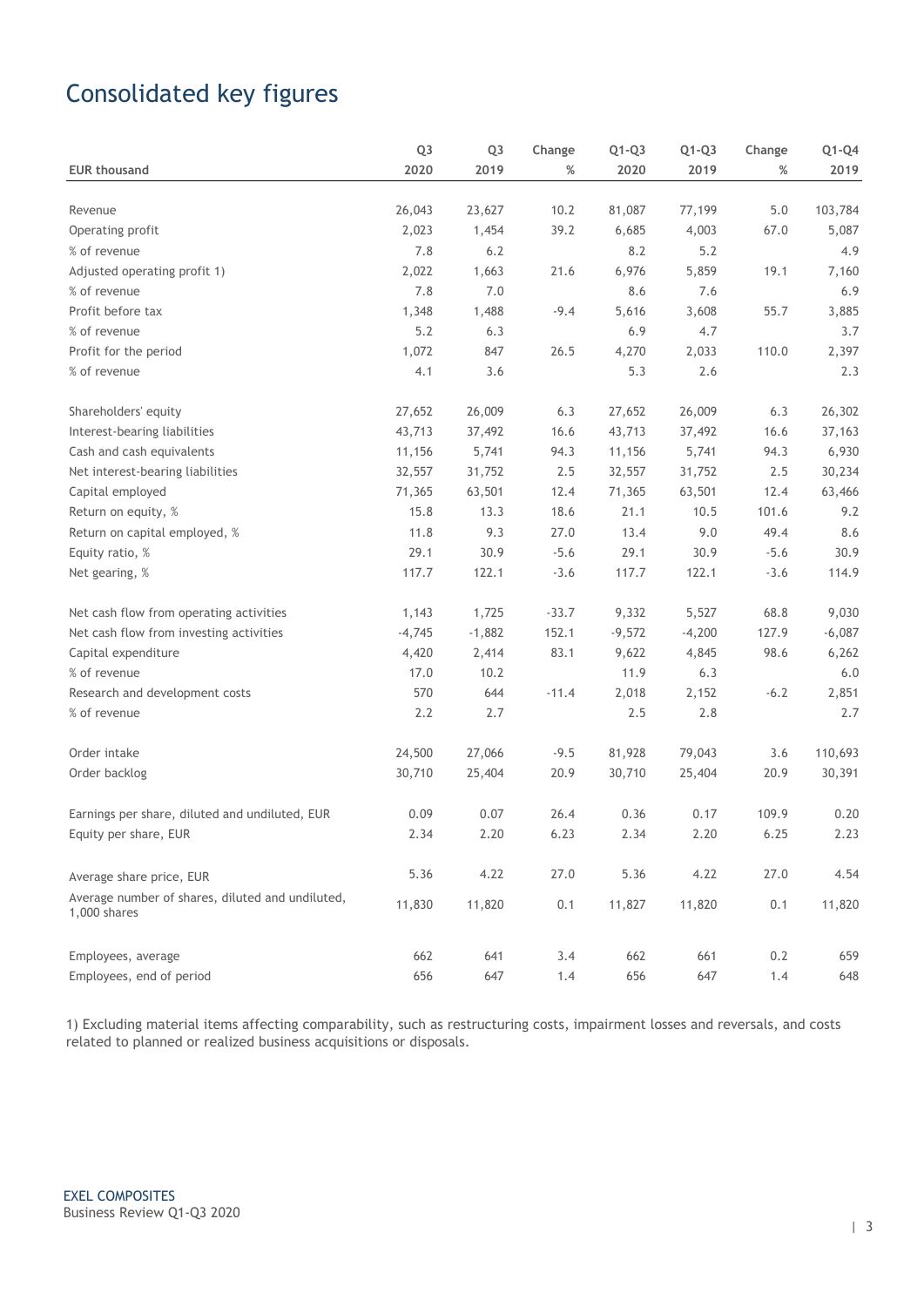# Consolidated key figures

| EUR thousand | Q3 2020 | Q3 2019 | Change % | Q1-Q3 2020 | Q1-Q3 2019 | Change % | Q1-Q4 2019 |
|---|---|---|---|---|---|---|---|
| Revenue | 26,043 | 23,627 | 10.2 | 81,087 | 77,199 | 5.0 | 103,784 |
| Operating profit | 2,023 | 1,454 | 39.2 | 6,685 | 4,003 | 67.0 | 5,087 |
| % of revenue | 7.8 | 6.2 | | 8.2 | 5.2 | | 4.9 |
| Adjusted operating profit 1) | 2,022 | 1,663 | 21.6 | 6,976 | 5,859 | 19.1 | 7,160 |
| % of revenue | 7.8 | 7.0 | | 8.6 | 7.6 | | 6.9 |
| Profit before tax | 1,348 | 1,488 | -9.4 | 5,616 | 3,608 | 55.7 | 3,885 |
| % of revenue | 5.2 | 6.3 | | 6.9 | 4.7 | | 3.7 |
| Profit for the period | 1,072 | 847 | 26.5 | 4,270 | 2,033 | 110.0 | 2,397 |
| % of revenue | 4.1 | 3.6 | | 5.3 | 2.6 | | 2.3 |
| | | | | | | | |
| Shareholders' equity | 27,652 | 26,009 | 6.3 | 27,652 | 26,009 | 6.3 | 26,302 |
| Interest-bearing liabilities | 43,713 | 37,492 | 16.6 | 43,713 | 37,492 | 16.6 | 37,163 |
| Cash and cash equivalents | 11,156 | 5,741 | 94.3 | 11,156 | 5,741 | 94.3 | 6,930 |
| Net interest-bearing liabilities | 32,557 | 31,752 | 2.5 | 32,557 | 31,752 | 2.5 | 30,234 |
| Capital employed | 71,365 | 63,501 | 12.4 | 71,365 | 63,501 | 12.4 | 63,466 |
| Return on equity, % | 15.8 | 13.3 | 18.6 | 21.1 | 10.5 | 101.6 | 9.2 |
| Return on capital employed, % | 11.8 | 9.3 | 27.0 | 13.4 | 9.0 | 49.4 | 8.6 |
| Equity ratio, % | 29.1 | 30.9 | -5.6 | 29.1 | 30.9 | -5.6 | 30.9 |
| Net gearing, % | 117.7 | 122.1 | -3.6 | 117.7 | 122.1 | -3.6 | 114.9 |
| | | | | | | | |
| Net cash flow from operating activities | 1,143 | 1,725 | -33.7 | 9,332 | 5,527 | 68.8 | 9,030 |
| Net cash flow from investing activities | -4,745 | -1,882 | 152.1 | -9,572 | -4,200 | 127.9 | -6,087 |
| Capital expenditure | 4,420 | 2,414 | 83.1 | 9,622 | 4,845 | 98.6 | 6,262 |
| % of revenue | 17.0 | 10.2 | | 11.9 | 6.3 | | 6.0 |
| Research and development costs | 570 | 644 | -11.4 | 2,018 | 2,152 | -6.2 | 2,851 |
| % of revenue | 2.2 | 2.7 | | 2.5 | 2.8 | | 2.7 |
| | | | | | | | |
| Order intake | 24,500 | 27,066 | -9.5 | 81,928 | 79,043 | 3.6 | 110,693 |
| Order backlog | 30,710 | 25,404 | 20.9 | 30,710 | 25,404 | 20.9 | 30,391 |
| | | | | | | | |
| Earnings per share, diluted and undiluted, EUR | 0.09 | 0.07 | 26.4 | 0.36 | 0.17 | 109.9 | 0.20 |
| Equity per share, EUR | 2.34 | 2.20 | 6.23 | 2.34 | 2.20 | 6.25 | 2.23 |
| | | | | | | | |
| Average share price, EUR | 5.36 | 4.22 | 27.0 | 5.36 | 4.22 | 27.0 | 4.54 |
| Average number of shares, diluted and undiluted, 1,000 shares | 11,830 | 11,820 | 0.1 | 11,827 | 11,820 | 0.1 | 11,820 |
| | | | | | | | |
| Employees, average | 662 | 641 | 3.4 | 662 | 661 | 0.2 | 659 |
| Employees, end of period | 656 | 647 | 1.4 | 656 | 647 | 1.4 | 648 |

1) Excluding material items affecting comparability, such as restructuring costs, impairment losses and reversals, and costs related to planned or realized business acquisitions or disposals.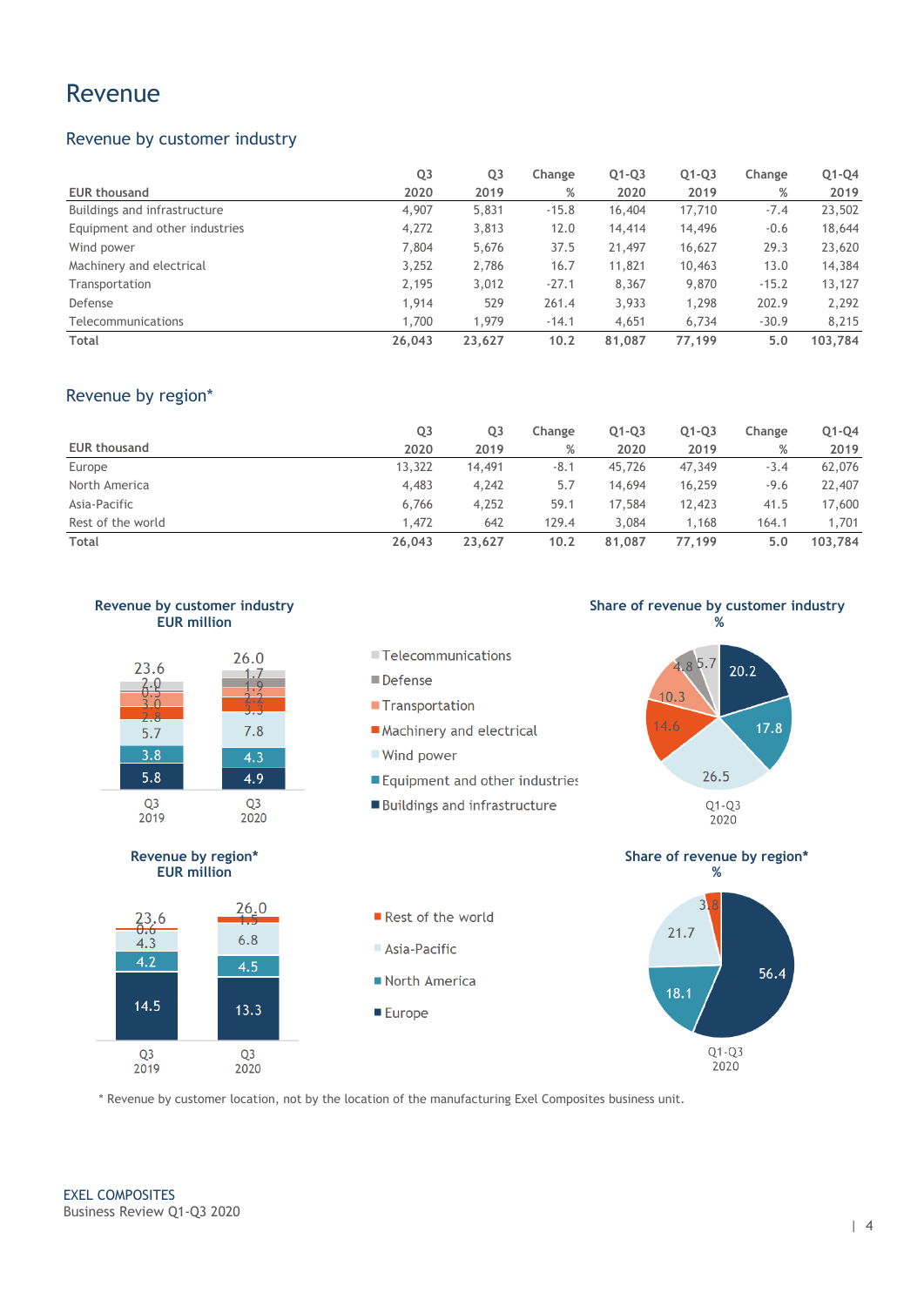# Revenue

## Revenue by customer industry

| EUR thousand | Q3 2020 | Q3 2019 | Change % | Q1-Q3 2020 | Q1-Q3 2019 | Change % | Q1-Q4 2019 |
|---|---|---|---|---|---|---|---|
| Buildings and infrastructure | 4,907 | 5,831 | -15.8 | 16,404 | 17,710 | -7.4 | 23,502 |
| Equipment and other industries | 4,272 | 3,813 | 12.0 | 14,414 | 14,496 | -0.6 | 18,644 |
| Wind power | 7,804 | 5,676 | 37.5 | 21,497 | 16,627 | 29.3 | 23,620 |
| Machinery and electrical | 3,252 | 2,786 | 16.7 | 11,821 | 10,463 | 13.0 | 14,384 |
| Transportation | 2,195 | 3,012 | -27.1 | 8,367 | 9,870 | -15.2 | 13,127 |
| Defense | 1,914 | 529 | 261.4 | 3,933 | 1,298 | 202.9 | 2,292 |
| Telecommunications | 1,700 | 1,979 | -14.1 | 4,651 | 6,734 | -30.9 | 8,215 |
| **Total** | **26,043** | **23,627** | **10.2** | **81,087** | **77,199** | **5.0** | **103,784** |

## Revenue by region*

| EUR thousand | Q3 2020 | Q3 2019 | Change % | Q1-Q3 2020 | Q1-Q3 2019 | Change % | Q1-Q4 2019 |
|---|---|---|---|---|---|---|---|
| Europe | 13,322 | 14,491 | -8.1 | 45,726 | 47,349 | -3.4 | 62,076 |
| North America | 4,483 | 4,242 | 5.7 | 14,694 | 16,259 | -9.6 | 22,407 |
| Asia-Pacific | 6,766 | 4,252 | 59.1 | 17,584 | 12,423 | 41.5 | 17,600 |
| Rest of the world | 1,472 | 642 | 129.4 | 3,084 | 1,168 | 164.1 | 1,701 |
| **Total** | **26,043** | **23,627** | **10.2** | **81,087** | **77,199** | **5.0** | **103,784** |

**Revenue by customer industry**
**EUR million**

| | Q3 2019 | Q3 2020 |
|---|---|---|
| Telecommunications | 2.0 | 1.7 |
| Defense | 0.5 | 1.9 |
| Transportation | 3.0 | 2.2 |
| Machinery and electrical | 2.8 | 3.3 |
| Wind power | 5.7 | 7.8 |
| Equipment and other industries | 3.8 | 4.3 |
| Buildings and infrastructure | 5.8 | 4.9 |
| Total | 23.6 | 26.0 |

**Share of revenue by customer industry**
**%**

Q1-Q3 2020: Buildings and infrastructure 20.2, Equipment and other industries 17.8, Wind power 26.5, Machinery and electrical 14.6, Transportation 10.3, Defense 4.8, Telecommunications 5.7

**Revenue by region***
**EUR million**

| | Q3 2019 | Q3 2020 |
|---|---|---|
| Rest of the world | 0.6 | 1.5 |
| Asia-Pacific | 4.3 | 6.8 |
| North America | 4.2 | 4.5 |
| Europe | 14.5 | 13.3 |
| Total | 23.6 | 26.0 |

**Share of revenue by region***
**%**

Q1-Q3 2020: Europe 56.4, North America 18.1, Asia-Pacific 21.7, Rest of the world 3.8

\* Revenue by customer location, not by the location of the manufacturing Exel Composites business unit.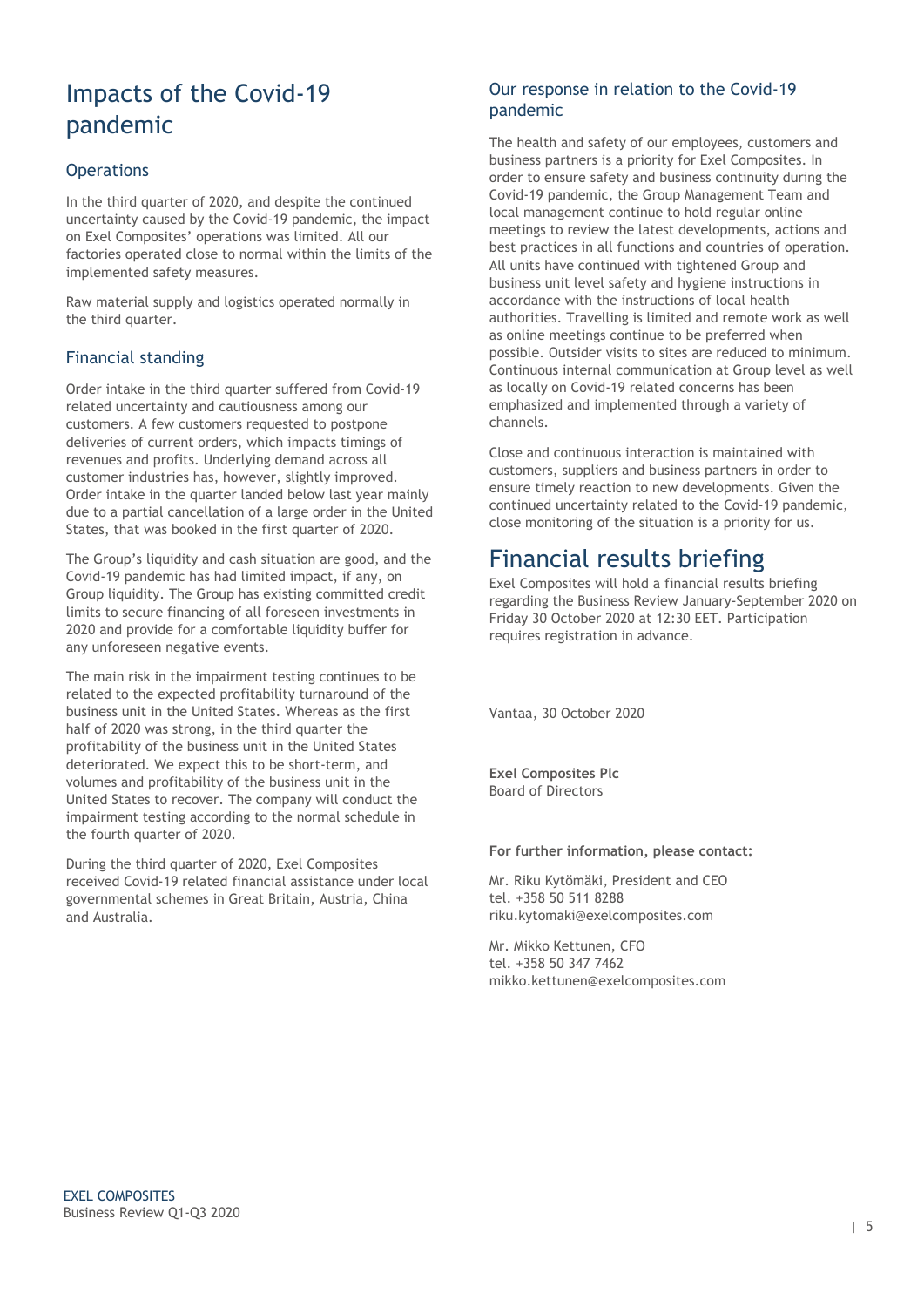## Impacts of the Covid-19 pandemic

### Operations

In the third quarter of 2020, and despite the continued uncertainty caused by the Covid-19 pandemic, the impact on Exel Composites' operations was limited. All our factories operated close to normal within the limits of the implemented safety measures.

Raw material supply and logistics operated normally in the third quarter.

### Financial standing

Order intake in the third quarter suffered from Covid-19 related uncertainty and cautiousness among our customers. A few customers requested to postpone deliveries of current orders, which impacts timings of revenues and profits. Underlying demand across all customer industries has, however, slightly improved. Order intake in the quarter landed below last year mainly due to a partial cancellation of a large order in the United States, that was booked in the first quarter of 2020.

The Group's liquidity and cash situation are good, and the Covid-19 pandemic has had limited impact, if any, on Group liquidity. The Group has existing committed credit limits to secure financing of all foreseen investments in 2020 and provide for a comfortable liquidity buffer for any unforeseen negative events.

The main risk in the impairment testing continues to be related to the expected profitability turnaround of the business unit in the United States. Whereas as the first half of 2020 was strong, in the third quarter the profitability of the business unit in the United States deteriorated. We expect this to be short-term, and volumes and profitability of the business unit in the United States to recover. The company will conduct the impairment testing according to the normal schedule in the fourth quarter of 2020.

During the third quarter of 2020, Exel Composites received Covid-19 related financial assistance under local governmental schemes in Great Britain, Austria, China and Australia.

### Our response in relation to the Covid-19 pandemic

The health and safety of our employees, customers and business partners is a priority for Exel Composites. In order to ensure safety and business continuity during the Covid-19 pandemic, the Group Management Team and local management continue to hold regular online meetings to review the latest developments, actions and best practices in all functions and countries of operation. All units have continued with tightened Group and business unit level safety and hygiene instructions in accordance with the instructions of local health authorities. Travelling is limited and remote work as well as online meetings continue to be preferred when possible. Outsider visits to sites are reduced to minimum. Continuous internal communication at Group level as well as locally on Covid-19 related concerns has been emphasized and implemented through a variety of channels.

Close and continuous interaction is maintained with customers, suppliers and business partners in order to ensure timely reaction to new developments. Given the continued uncertainty related to the Covid-19 pandemic, close monitoring of the situation is a priority for us.

## Financial results briefing

Exel Composites will hold a financial results briefing regarding the Business Review January-September 2020 on Friday 30 October 2020 at 12:30 EET. Participation requires registration in advance.

Vantaa, 30 October 2020

**Exel Composites Plc**
Board of Directors

**For further information, please contact:**

Mr. Riku Kytömäki, President and CEO
tel. +358 50 511 8288
riku.kytomaki@exelcomposites.com

Mr. Mikko Kettunen, CFO
tel. +358 50 347 7462
mikko.kettunen@exelcomposites.com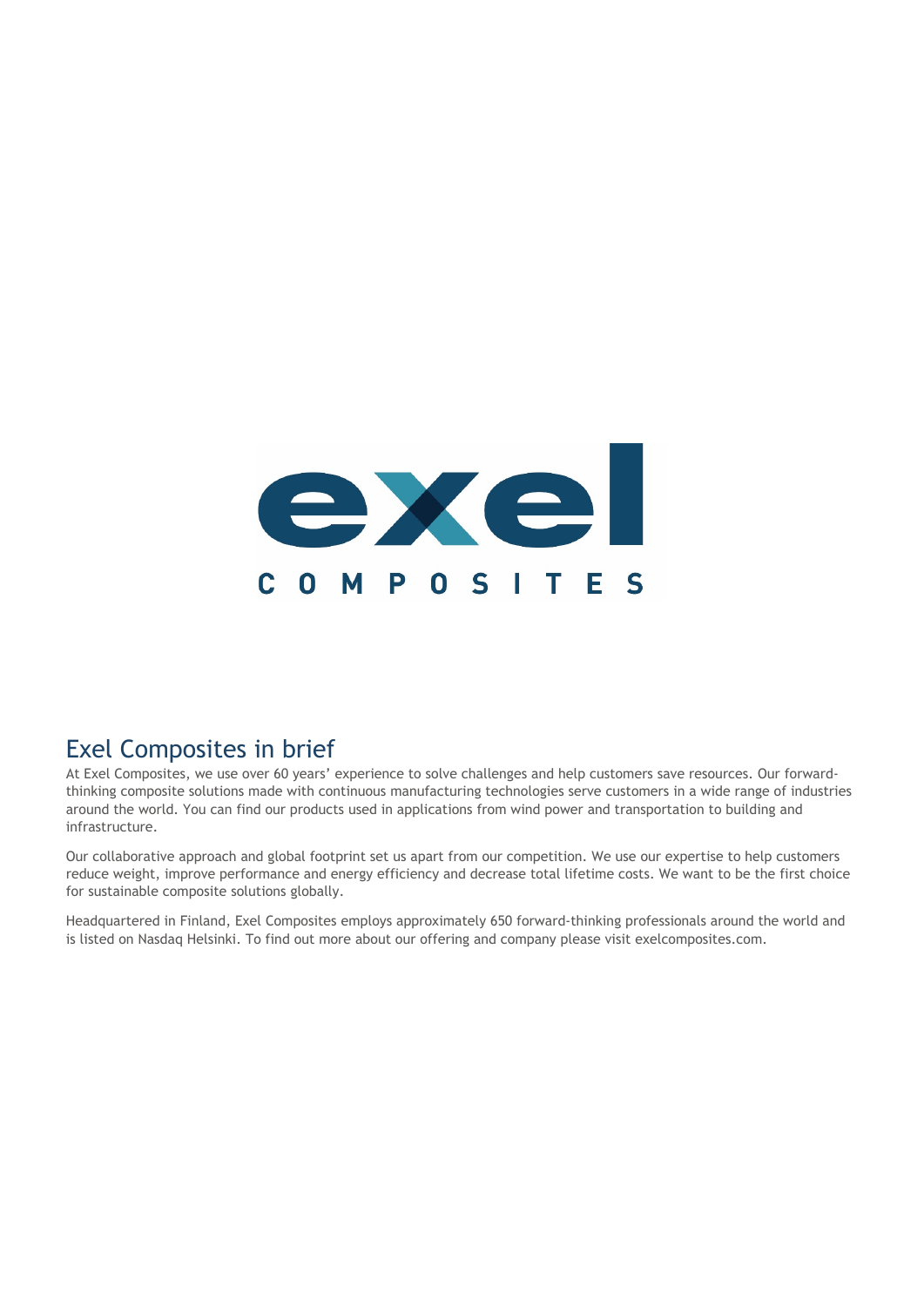## Exel Composites in brief

At Exel Composites, we use over 60 years' experience to solve challenges and help customers save resources. Our forward-thinking composite solutions made with continuous manufacturing technologies serve customers in a wide range of industries around the world. You can find our products used in applications from wind power and transportation to building and infrastructure.

Our collaborative approach and global footprint set us apart from our competition. We use our expertise to help customers reduce weight, improve performance and energy efficiency and decrease total lifetime costs. We want to be the first choice for sustainable composite solutions globally.

Headquartered in Finland, Exel Composites employs approximately 650 forward-thinking professionals around the world and is listed on Nasdaq Helsinki. To find out more about our offering and company please visit exelcomposites.com.